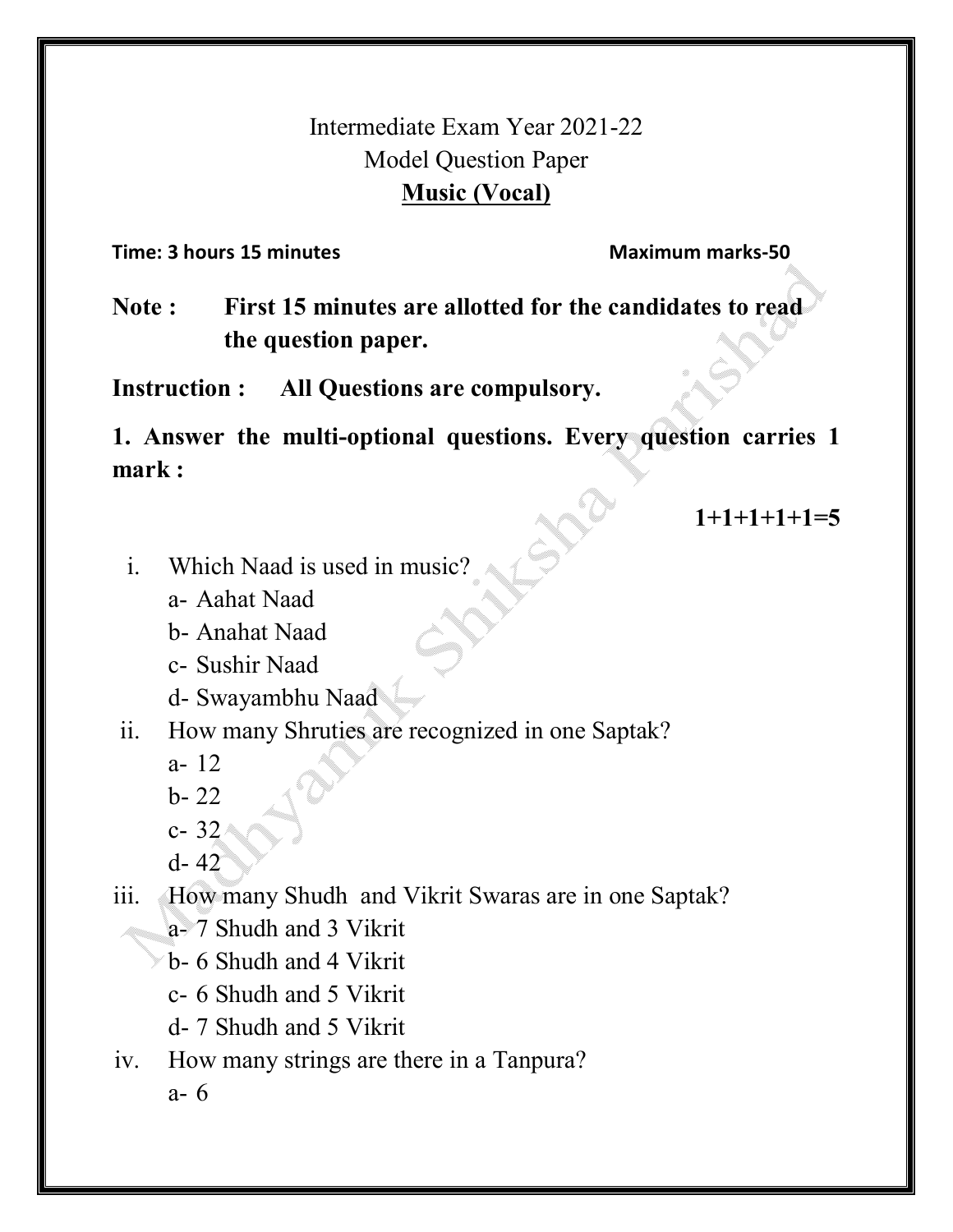# Intermediate Exam Year 2021-22

## Model Question Paper

## Music (Vocal)

**Time: 3 hours 15 minutes** **Maximum marks-50**

**Note :** **First 15 minutes are allotted for the candidates to read the question paper.**

**Instruction :** **All Questions are compulsory.**

**1. Answer the multi-optional questions. Every question carries 1 mark :**

**1+1+1+1+1=5**

i. Which Naad is used in music?
   - a- Aahat Naad
   - b- Anahat Naad
   - c- Sushir Naad
   - d- Swayambhu Naad

ii. How many Shruties are recognized in one Saptak?
   - a- 12
   - b- 22
   - c- 32
   - d- 42

iii. How many Shudh and Vikrit Swaras are in one Saptak?
   - a- 7 Shudh and 3 Vikrit
   - b- 6 Shudh and 4 Vikrit
   - c- 6 Shudh and 5 Vikrit
   - d- 7 Shudh and 5 Vikrit

iv. How many strings are there in a Tanpura?
   - a- 6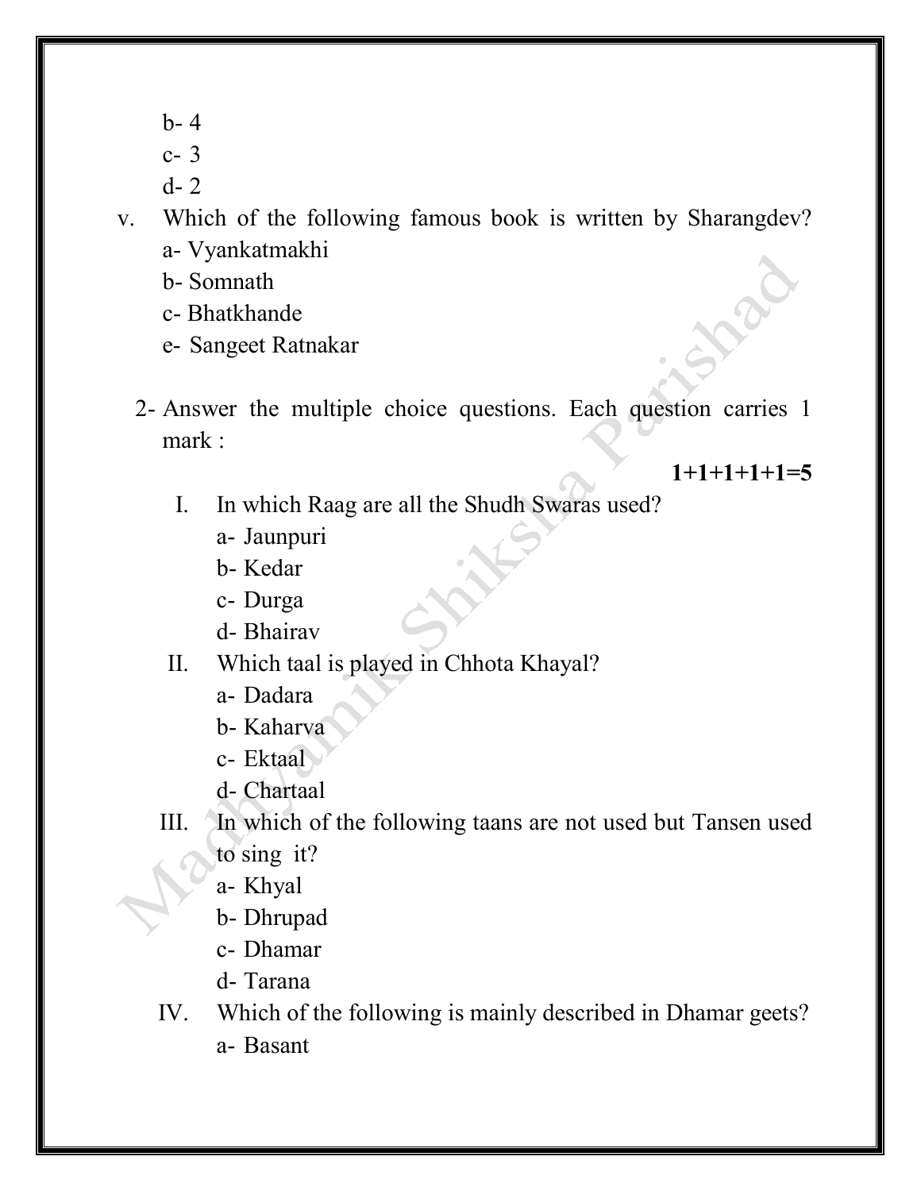b- 4
c- 3
d- 2

v. Which of the following famous book is written by Sharangdev?
a- Vyankatmakhi
b- Somnath
c- Bhatkhande
e- Sangeet Ratnakar

2- Answer the multiple choice questions. Each question carries 1 mark :

**1+1+1+1+1=5**

I. In which Raag are all the Shudh Swaras used?
a- Jaunpuri
b- Kedar
c- Durga
d- Bhairav

II. Which taal is played in Chhota Khayal?
a- Dadara
b- Kaharva
c- Ektaal
d- Chartaal

III. In which of the following taans are not used but Tansen used to sing it?
a- Khyal
b- Dhrupad
c- Dhamar
d- Tarana

IV. Which of the following is mainly described in Dhamar geets?
a- Basant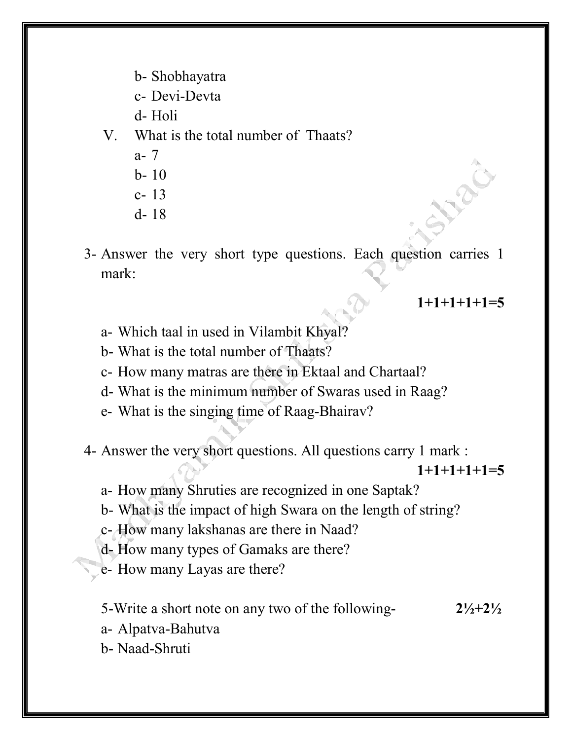b- Shobhayatra
c- Devi-Devta
d- Holi

V. What is the total number of Thaats?
a- 7
b- 10
c- 13
d- 18

3- Answer the very short type questions. Each question carries 1 mark:

**1+1+1+1+1=5**

a- Which taal in used in Vilambit Khyal?
b- What is the total number of Thaats?
c- How many matras are there in Ektaal and Chartaal?
d- What is the minimum number of Swaras used in Raag?
e- What is the singing time of Raag-Bhairav?

4- Answer the very short questions. All questions carry 1 mark :

**1+1+1+1+1=5**

a- How many Shruties are recognized in one Saptak?
b- What is the impact of high Swara on the length of string?
c- How many lakshanas are there in Naad?
d- How many types of Gamaks are there?
e- How many Layas are there?

5-Write a short note on any two of the following- **2½+2½**

a- Alpatva-Bahutva
b- Naad-Shruti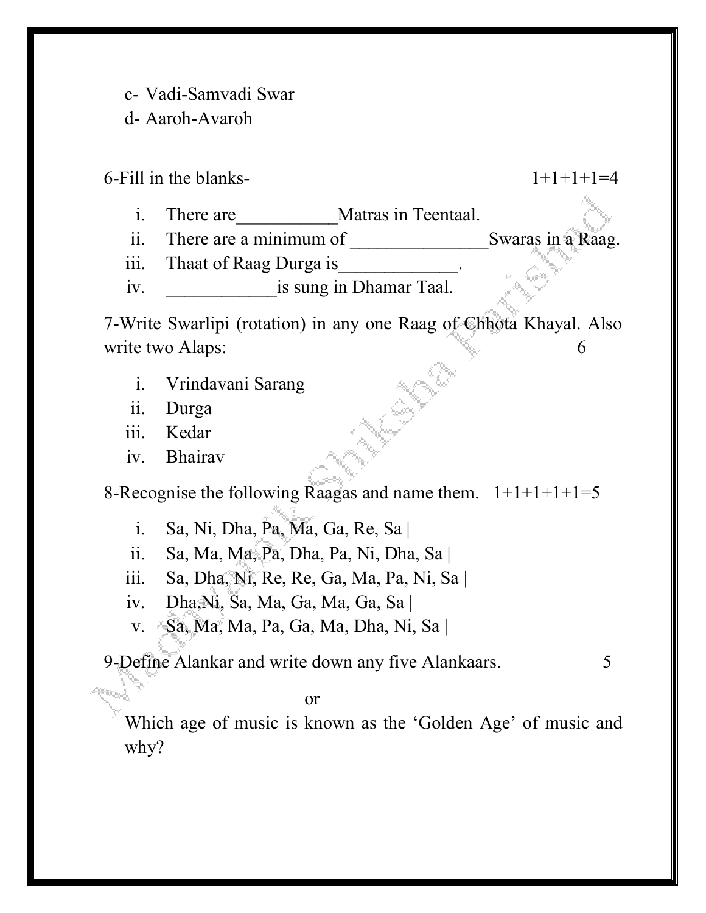c- Vadi-Samvadi Swar
d- Aaroh-Avaroh

6-Fill in the blanks- 1+1+1+1=4

i. There are___________Matras in Teentaal.
ii. There are a minimum of _______________Swaras in a Raag.
iii. Thaat of Raag Durga is_____________.
iv. ____________is sung in Dhamar Taal.

7-Write Swarlipi (rotation) in any one Raag of Chhota Khayal. Also write two Alaps: 6

i. Vrindavani Sarang
ii. Durga
iii. Kedar
iv. Bhairav

8-Recognise the following Raagas and name them. 1+1+1+1+1=5

i. Sa, Ni, Dha, Pa, Ma, Ga, Re, Sa |
ii. Sa, Ma, Ma, Pa, Dha, Pa, Ni, Dha, Sa |
iii. Sa, Dha, Ni, Re, Re, Ga, Ma, Pa, Ni, Sa |
iv. Dha,Ni, Sa, Ma, Ga, Ma, Ga, Sa |
v. Sa, Ma, Ma, Pa, Ga, Ma, Dha, Ni, Sa |

9-Define Alankar and write down any five Alankaars. 5

or

Which age of music is known as the 'Golden Age' of music and why?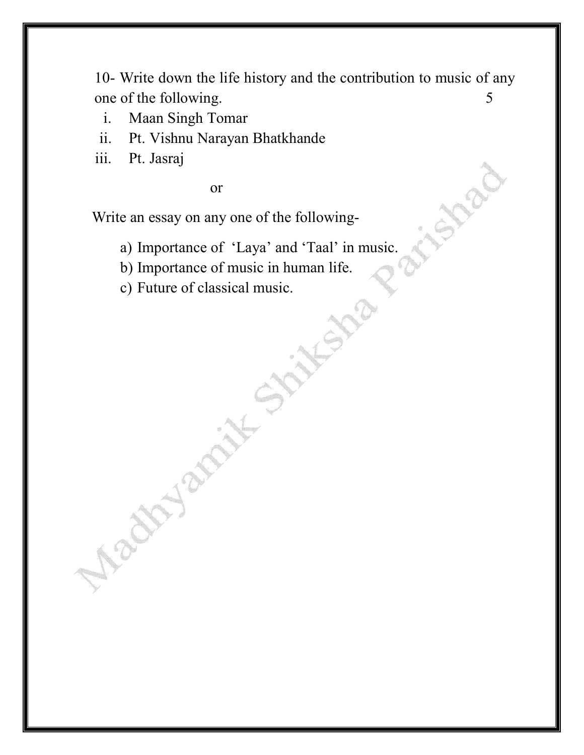10- Write down the life history and the contribution to music of any one of the following. 5

i. Maan Singh Tomar
ii. Pt. Vishnu Narayan Bhatkhande
iii. Pt. Jasraj

or

Write an essay on any one of the following-

a) Importance of 'Laya' and 'Taal' in music.
b) Importance of music in human life.
c) Future of classical music.